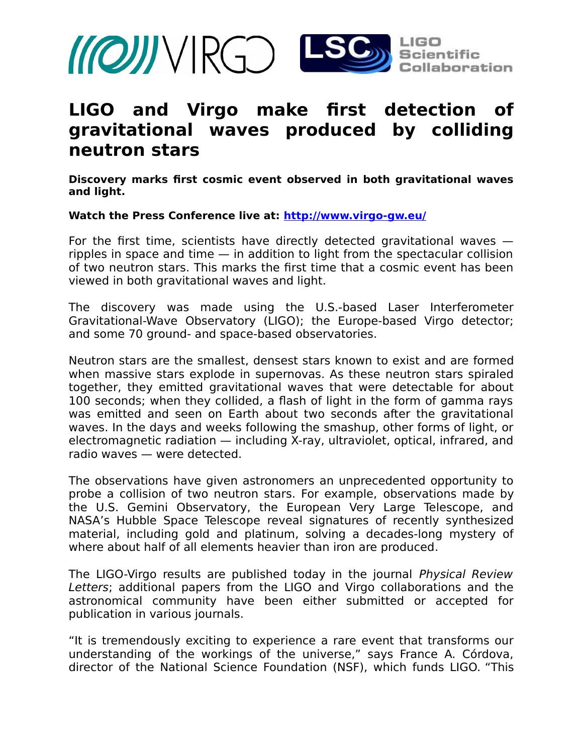# LIGO and Virgo make first detection of gravitational waves produced by colliding neutron stars

**Discovery marks first cosmic event observed in both gravitational waves and light.**

**Watch the Press Conference live at: [http://www.virgo-gw.eu/](http://www.virgo-gw.eu/)**

For the first time, scientists have directly detected gravitational waves — ripples in space and time — in addition to light from the spectacular collision of two neutron stars. This marks the first time that a cosmic event has been viewed in both gravitational waves and light.

The discovery was made using the U.S.-based Laser Interferometer Gravitational-Wave Observatory (LIGO); the Europe-based Virgo detector; and some 70 ground- and space-based observatories.

Neutron stars are the smallest, densest stars known to exist and are formed when massive stars explode in supernovas. As these neutron stars spiraled together, they emitted gravitational waves that were detectable for about 100 seconds; when they collided, a flash of light in the form of gamma rays was emitted and seen on Earth about two seconds after the gravitational waves. In the days and weeks following the smashup, other forms of light, or electromagnetic radiation — including X-ray, ultraviolet, optical, infrared, and radio waves — were detected.

The observations have given astronomers an unprecedented opportunity to probe a collision of two neutron stars. For example, observations made by the U.S. Gemini Observatory, the European Very Large Telescope, and NASA's Hubble Space Telescope reveal signatures of recently synthesized material, including gold and platinum, solving a decades-long mystery of where about half of all elements heavier than iron are produced.

The LIGO-Virgo results are published today in the journal *Physical Review Letters*; additional papers from the LIGO and Virgo collaborations and the astronomical community have been either submitted or accepted for publication in various journals.

"It is tremendously exciting to experience a rare event that transforms our understanding of the workings of the universe," says France A. Córdova, director of the National Science Foundation (NSF), which funds LIGO. "This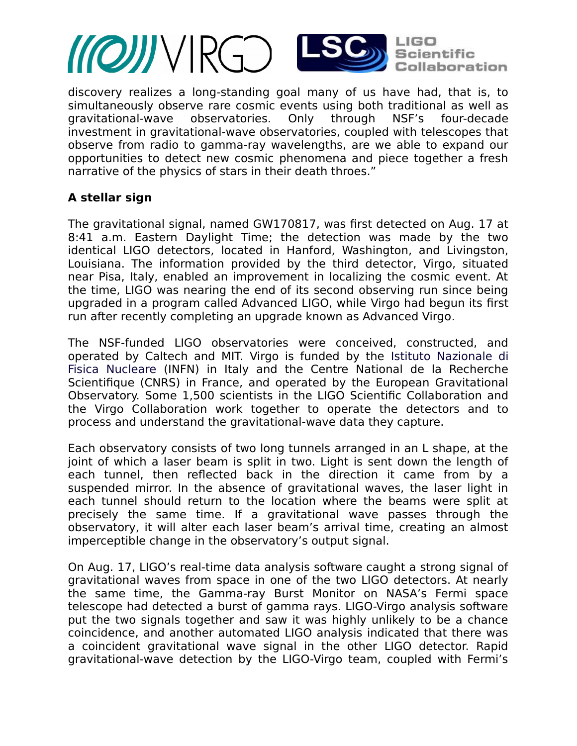discovery realizes a long-standing goal many of us have had, that is, to simultaneously observe rare cosmic events using both traditional as well as gravitational-wave observatories. Only through NSF's four-decade investment in gravitational-wave observatories, coupled with telescopes that observe from radio to gamma-ray wavelengths, are we able to expand our opportunities to detect new cosmic phenomena and piece together a fresh narrative of the physics of stars in their death throes."

**A stellar sign**

The gravitational signal, named GW170817, was first detected on Aug. 17 at 8:41 a.m. Eastern Daylight Time; the detection was made by the two identical LIGO detectors, located in Hanford, Washington, and Livingston, Louisiana. The information provided by the third detector, Virgo, situated near Pisa, Italy, enabled an improvement in localizing the cosmic event. At the time, LIGO was nearing the end of its second observing run since being upgraded in a program called Advanced LIGO, while Virgo had begun its first run after recently completing an upgrade known as Advanced Virgo.

The NSF-funded LIGO observatories were conceived, constructed, and operated by Caltech and MIT. Virgo is funded by the Istituto Nazionale di Fisica Nucleare (INFN) in Italy and the Centre National de la Recherche Scientifique (CNRS) in France, and operated by the European Gravitational Observatory. Some 1,500 scientists in the LIGO Scientific Collaboration and the Virgo Collaboration work together to operate the detectors and to process and understand the gravitational-wave data they capture.

Each observatory consists of two long tunnels arranged in an L shape, at the joint of which a laser beam is split in two. Light is sent down the length of each tunnel, then reflected back in the direction it came from by a suspended mirror. In the absence of gravitational waves, the laser light in each tunnel should return to the location where the beams were split at precisely the same time. If a gravitational wave passes through the observatory, it will alter each laser beam's arrival time, creating an almost imperceptible change in the observatory's output signal.

On Aug. 17, LIGO's real-time data analysis software caught a strong signal of gravitational waves from space in one of the two LIGO detectors. At nearly the same time, the Gamma-ray Burst Monitor on NASA's Fermi space telescope had detected a burst of gamma rays. LIGO-Virgo analysis software put the two signals together and saw it was highly unlikely to be a chance coincidence, and another automated LIGO analysis indicated that there was a coincident gravitational wave signal in the other LIGO detector. Rapid gravitational-wave detection by the LIGO-Virgo team, coupled with Fermi's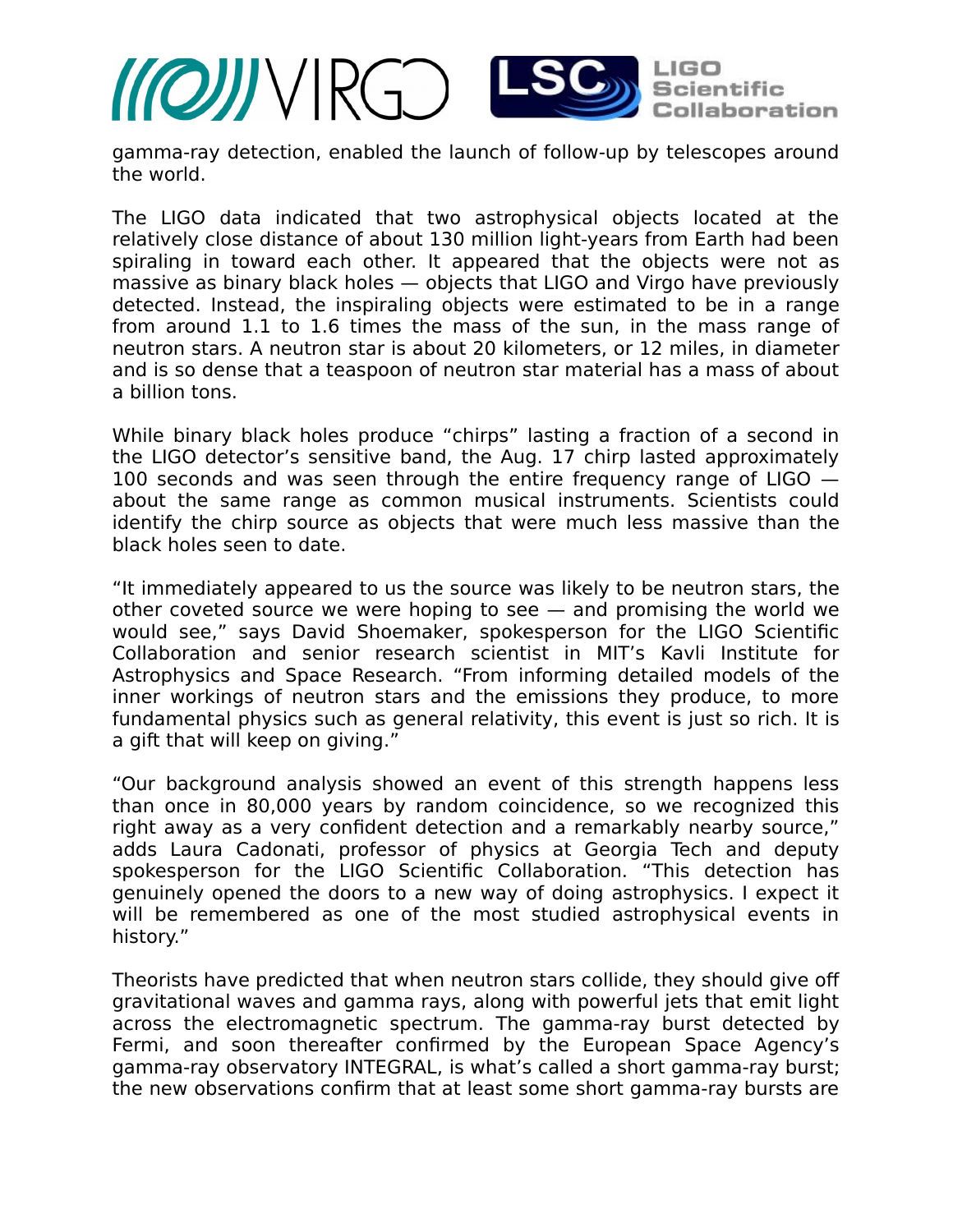gamma-ray detection, enabled the launch of follow-up by telescopes around the world.

The LIGO data indicated that two astrophysical objects located at the relatively close distance of about 130 million light-years from Earth had been spiraling in toward each other. It appeared that the objects were not as massive as binary black holes — objects that LIGO and Virgo have previously detected. Instead, the inspiraling objects were estimated to be in a range from around 1.1 to 1.6 times the mass of the sun, in the mass range of neutron stars. A neutron star is about 20 kilometers, or 12 miles, in diameter and is so dense that a teaspoon of neutron star material has a mass of about a billion tons.

While binary black holes produce “chirps” lasting a fraction of a second in the LIGO detector’s sensitive band, the Aug. 17 chirp lasted approximately 100 seconds and was seen through the entire frequency range of LIGO — about the same range as common musical instruments. Scientists could identify the chirp source as objects that were much less massive than the black holes seen to date.

“It immediately appeared to us the source was likely to be neutron stars, the other coveted source we were hoping to see — and promising the world we would see,” says David Shoemaker, spokesperson for the LIGO Scientific Collaboration and senior research scientist in MIT’s Kavli Institute for Astrophysics and Space Research. “From informing detailed models of the inner workings of neutron stars and the emissions they produce, to more fundamental physics such as general relativity, this event is just so rich. It is a gift that will keep on giving.”

“Our background analysis showed an event of this strength happens less than once in 80,000 years by random coincidence, so we recognized this right away as a very confident detection and a remarkably nearby source,” adds Laura Cadonati, professor of physics at Georgia Tech and deputy spokesperson for the LIGO Scientific Collaboration. “This detection has genuinely opened the doors to a new way of doing astrophysics. I expect it will be remembered as one of the most studied astrophysical events in history.”

Theorists have predicted that when neutron stars collide, they should give off gravitational waves and gamma rays, along with powerful jets that emit light across the electromagnetic spectrum. The gamma-ray burst detected by Fermi, and soon thereafter confirmed by the European Space Agency’s gamma-ray observatory INTEGRAL, is what’s called a short gamma-ray burst; the new observations confirm that at least some short gamma-ray bursts are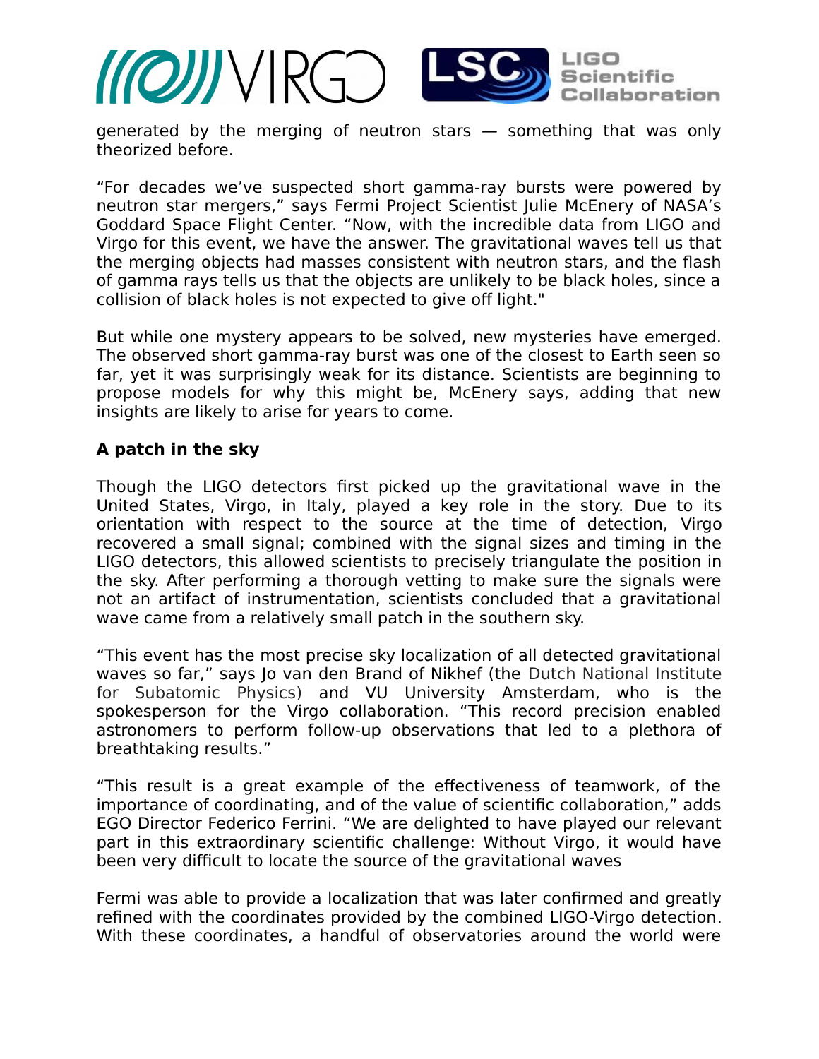generated by the merging of neutron stars — something that was only theorized before.

“For decades we’ve suspected short gamma-ray bursts were powered by neutron star mergers,” says Fermi Project Scientist Julie McEnery of NASA’s Goddard Space Flight Center. “Now, with the incredible data from LIGO and Virgo for this event, we have the answer. The gravitational waves tell us that the merging objects had masses consistent with neutron stars, and the flash of gamma rays tells us that the objects are unlikely to be black holes, since a collision of black holes is not expected to give off light."

But while one mystery appears to be solved, new mysteries have emerged. The observed short gamma-ray burst was one of the closest to Earth seen so far, yet it was surprisingly weak for its distance. Scientists are beginning to propose models for why this might be, McEnery says, adding that new insights are likely to arise for years to come.

**A patch in the sky**

Though the LIGO detectors first picked up the gravitational wave in the United States, Virgo, in Italy, played a key role in the story. Due to its orientation with respect to the source at the time of detection, Virgo recovered a small signal; combined with the signal sizes and timing in the LIGO detectors, this allowed scientists to precisely triangulate the position in the sky. After performing a thorough vetting to make sure the signals were not an artifact of instrumentation, scientists concluded that a gravitational wave came from a relatively small patch in the southern sky.

“This event has the most precise sky localization of all detected gravitational waves so far,” says Jo van den Brand of Nikhef (the Dutch National Institute for Subatomic Physics) and VU University Amsterdam, who is the spokesperson for the Virgo collaboration. “This record precision enabled astronomers to perform follow-up observations that led to a plethora of breathtaking results.”

“This result is a great example of the effectiveness of teamwork, of the importance of coordinating, and of the value of scientific collaboration,” adds EGO Director Federico Ferrini. “We are delighted to have played our relevant part in this extraordinary scientific challenge: Without Virgo, it would have been very difficult to locate the source of the gravitational waves

Fermi was able to provide a localization that was later confirmed and greatly refined with the coordinates provided by the combined LIGO-Virgo detection. With these coordinates, a handful of observatories around the world were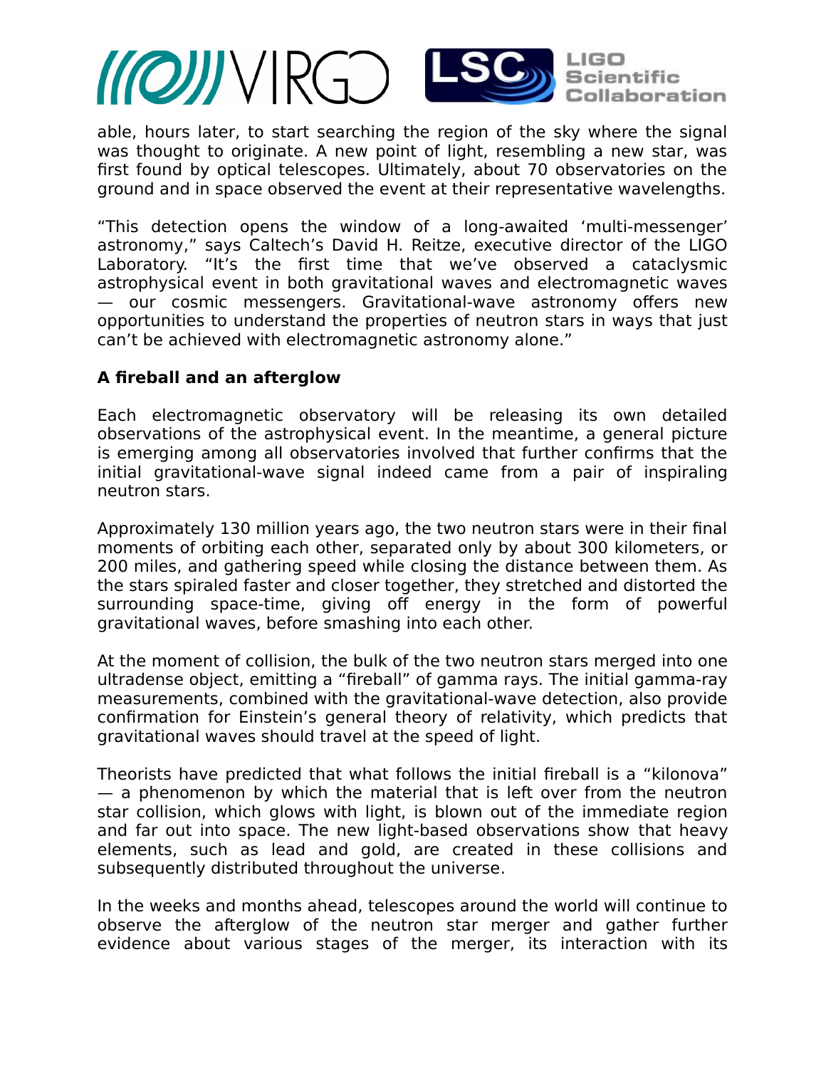able, hours later, to start searching the region of the sky where the signal was thought to originate. A new point of light, resembling a new star, was first found by optical telescopes. Ultimately, about 70 observatories on the ground and in space observed the event at their representative wavelengths.

"This detection opens the window of a long-awaited 'multi-messenger' astronomy," says Caltech's David H. Reitze, executive director of the LIGO Laboratory. "It's the first time that we've observed a cataclysmic astrophysical event in both gravitational waves and electromagnetic waves — our cosmic messengers. Gravitational-wave astronomy offers new opportunities to understand the properties of neutron stars in ways that just can't be achieved with electromagnetic astronomy alone."

**A fireball and an afterglow**

Each electromagnetic observatory will be releasing its own detailed observations of the astrophysical event. In the meantime, a general picture is emerging among all observatories involved that further confirms that the initial gravitational-wave signal indeed came from a pair of inspiraling neutron stars.

Approximately 130 million years ago, the two neutron stars were in their final moments of orbiting each other, separated only by about 300 kilometers, or 200 miles, and gathering speed while closing the distance between them. As the stars spiraled faster and closer together, they stretched and distorted the surrounding space-time, giving off energy in the form of powerful gravitational waves, before smashing into each other.

At the moment of collision, the bulk of the two neutron stars merged into one ultradense object, emitting a "fireball" of gamma rays. The initial gamma-ray measurements, combined with the gravitational-wave detection, also provide confirmation for Einstein's general theory of relativity, which predicts that gravitational waves should travel at the speed of light.

Theorists have predicted that what follows the initial fireball is a "kilonova" — a phenomenon by which the material that is left over from the neutron star collision, which glows with light, is blown out of the immediate region and far out into space. The new light-based observations show that heavy elements, such as lead and gold, are created in these collisions and subsequently distributed throughout the universe.

In the weeks and months ahead, telescopes around the world will continue to observe the afterglow of the neutron star merger and gather further evidence about various stages of the merger, its interaction with its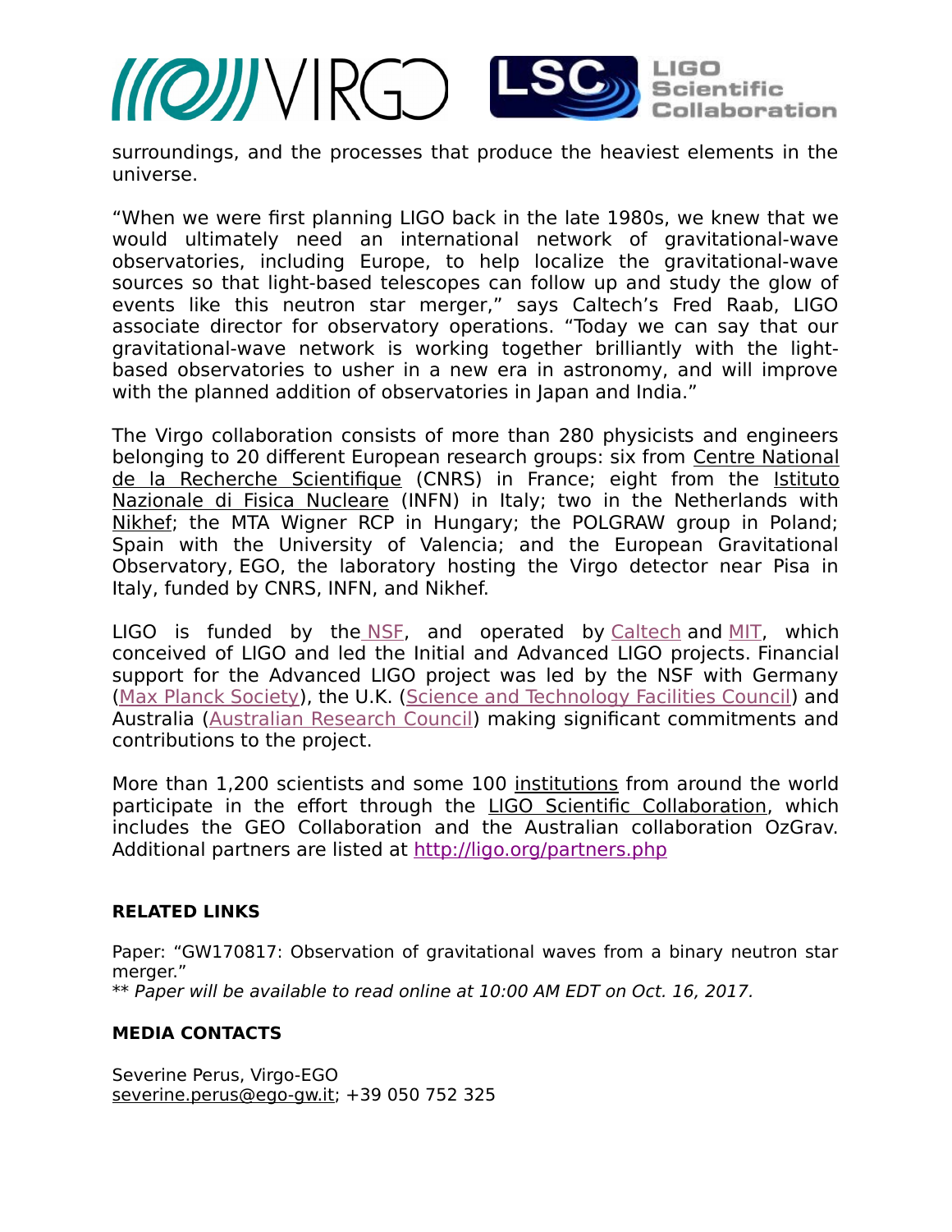surroundings, and the processes that produce the heaviest elements in the universe.

"When we were first planning LIGO back in the late 1980s, we knew that we would ultimately need an international network of gravitational-wave observatories, including Europe, to help localize the gravitational-wave sources so that light-based telescopes can follow up and study the glow of events like this neutron star merger," says Caltech's Fred Raab, LIGO associate director for observatory operations. "Today we can say that our gravitational-wave network is working together brilliantly with the light-based observatories to usher in a new era in astronomy, and will improve with the planned addition of observatories in Japan and India."

The Virgo collaboration consists of more than 280 physicists and engineers belonging to 20 different European research groups: six from Centre National de la Recherche Scientifique (CNRS) in France; eight from the Istituto Nazionale di Fisica Nucleare (INFN) in Italy; two in the Netherlands with Nikhef; the MTA Wigner RCP in Hungary; the POLGRAW group in Poland; Spain with the University of Valencia; and the European Gravitational Observatory, EGO, the laboratory hosting the Virgo detector near Pisa in Italy, funded by CNRS, INFN, and Nikhef.

LIGO is funded by the NSF, and operated by Caltech and MIT, which conceived of LIGO and led the Initial and Advanced LIGO projects. Financial support for the Advanced LIGO project was led by the NSF with Germany (Max Planck Society), the U.K. (Science and Technology Facilities Council) and Australia (Australian Research Council) making significant commitments and contributions to the project.

More than 1,200 scientists and some 100 institutions from around the world participate in the effort through the LIGO Scientific Collaboration, which includes the GEO Collaboration and the Australian collaboration OzGrav. Additional partners are listed at http://ligo.org/partners.php

**RELATED LINKS**

Paper: "GW170817: Observation of gravitational waves from a binary neutron star merger."
** *Paper will be available to read online at 10:00 AM EDT on Oct. 16, 2017.*

**MEDIA CONTACTS**

Severine Perus, Virgo-EGO
severine.perus@ego-gw.it; +39 050 752 325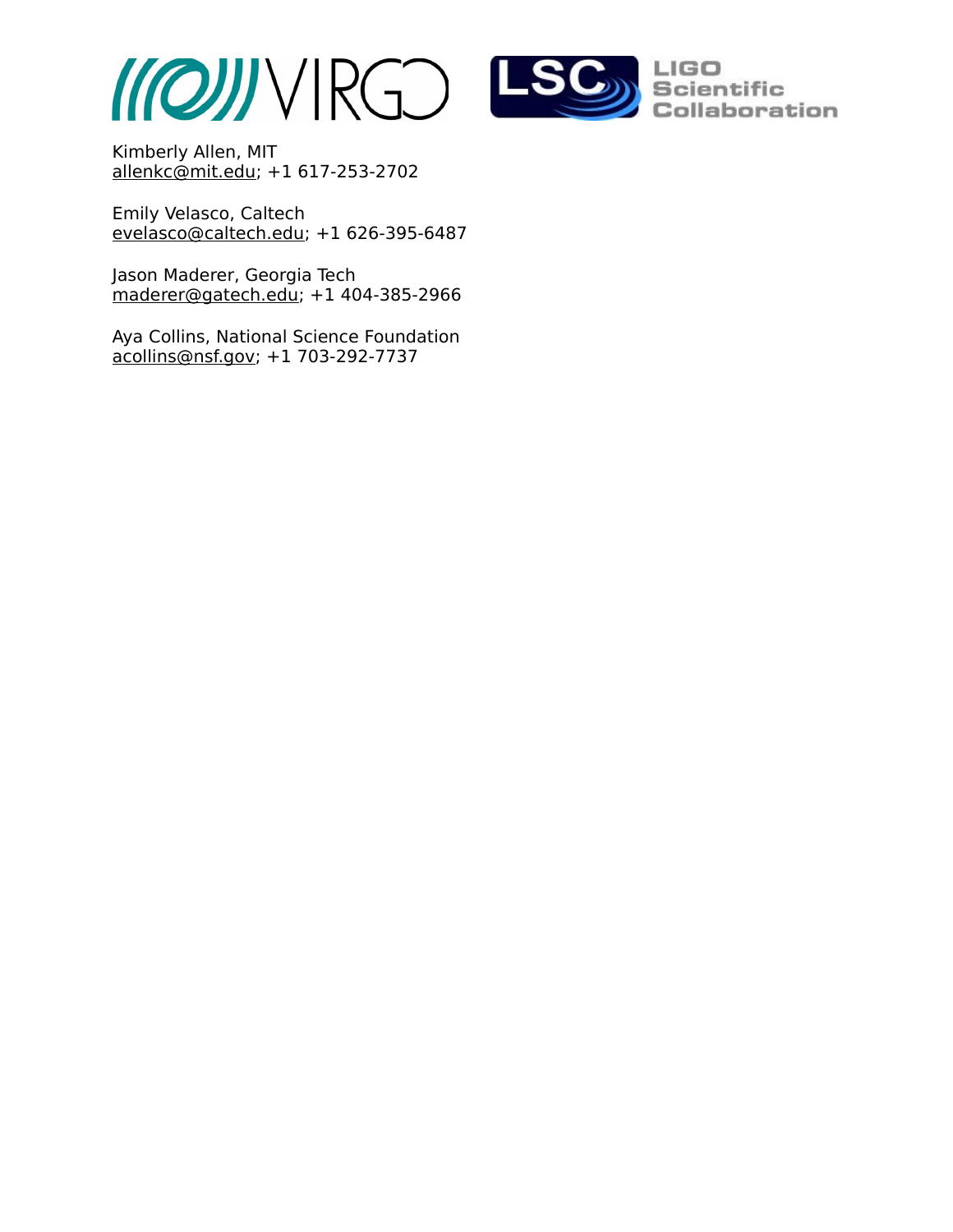Kimberly Allen, MIT
allenkc@mit.edu; +1 617-253-2702

Emily Velasco, Caltech
evelasco@caltech.edu; +1 626-395-6487

Jason Maderer, Georgia Tech
maderer@gatech.edu; +1 404-385-2966

Aya Collins, National Science Foundation
acollins@nsf.gov; +1 703-292-7737